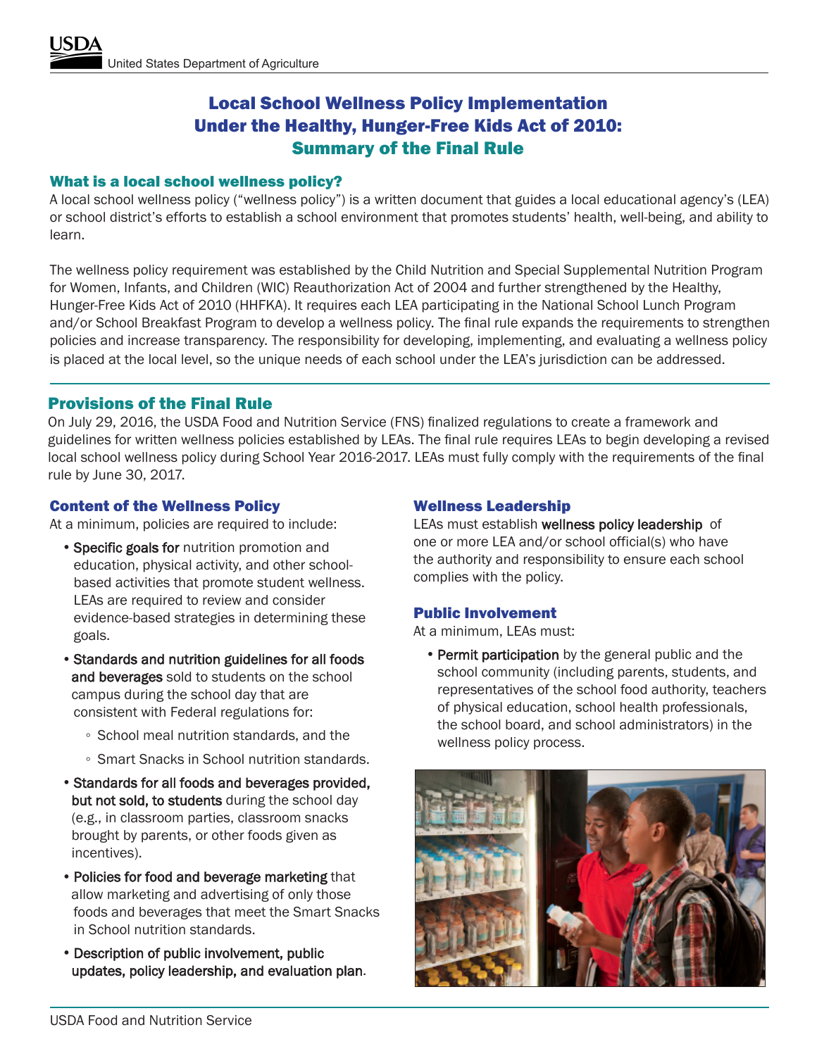# Local School Wellness Policy Implementation Under the Healthy, Hunger-Free Kids Act of 2010: Summary of the Final Rule

## What is a local school wellness policy?

A local school wellness policy ("wellness policy") is a written document that guides a local educational agency's (LEA) or school district's efforts to establish a school environment that promotes students' health, well-being, and ability to learn.

The wellness policy requirement was established by the Child Nutrition and Special Supplemental Nutrition Program for Women, Infants, and Children (WIC) Reauthorization Act of 2004 and further strengthened by the Healthy, Hunger-Free Kids Act of 2010 (HHFKA). It requires each LEA participating in the National School Lunch Program and/or School Breakfast Program to develop a wellness policy. The final rule expands the requirements to strengthen policies and increase transparency. The responsibility for developing, implementing, and evaluating a wellness policy is placed at the local level, so the unique needs of each school under the LEA's jurisdiction can be addressed.

## Provisions of the Final Rule

On July 29, 2016, the USDA Food and Nutrition Service (FNS) finalized regulations to create a framework and guidelines for written wellness policies established by LEAs. The final rule requires LEAs to begin developing a revised local school wellness policy during School Year 2016-2017. LEAs must fully comply with the requirements of the final rule by June 30, 2017.

### Content of the Wellness Policy

At a minimum, policies are required to include:

- **Specific goals for** nutrition promotion and education, physical activity, and other school-based activities that promote student wellness. LEAs are required to review and consider evidence-based strategies in determining these goals.
- **Standards and nutrition guidelines for all foods and beverages** sold to students on the school campus during the school day that are consistent with Federal regulations for:
  - School meal nutrition standards, and the
  - Smart Snacks in School nutrition standards.
- **Standards for all foods and beverages provided, but not sold, to students** during the school day (e.g., in classroom parties, classroom snacks brought by parents, or other foods given as incentives).
- **Policies for food and beverage marketing** that allow marketing and advertising of only those foods and beverages that meet the Smart Snacks in School nutrition standards.
- **Description of public involvement, public updates, policy leadership, and evaluation plan**.

### Wellness Leadership

LEAs must establish **wellness policy leadership** of one or more LEA and/or school official(s) who have the authority and responsibility to ensure each school complies with the policy.

### Public Involvement

At a minimum, LEAs must:

- **Permit participation** by the general public and the school community (including parents, students, and representatives of the school food authority, teachers of physical education, school health professionals, the school board, and school administrators) in the wellness policy process.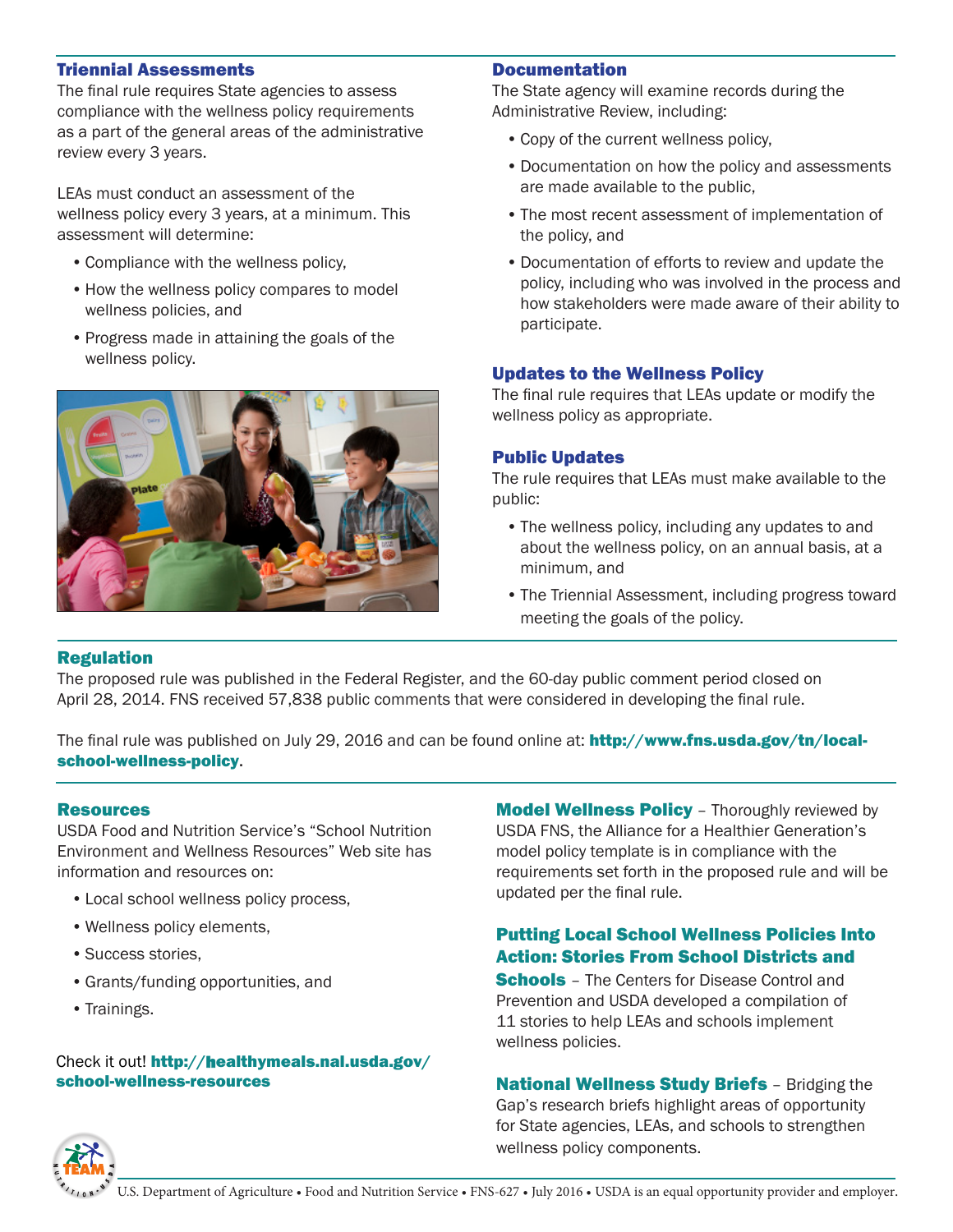## Triennial Assessments

The final rule requires State agencies to assess compliance with the wellness policy requirements as a part of the general areas of the administrative review every 3 years.

LEAs must conduct an assessment of the wellness policy every 3 years, at a minimum. This assessment will determine:

- Compliance with the wellness policy,
- How the wellness policy compares to model wellness policies, and
- Progress made in attaining the goals of the wellness policy.

## Documentation

The State agency will examine records during the Administrative Review, including:

- Copy of the current wellness policy,
- Documentation on how the policy and assessments are made available to the public,
- The most recent assessment of implementation of the policy, and
- Documentation of efforts to review and update the policy, including who was involved in the process and how stakeholders were made aware of their ability to participate.

## Updates to the Wellness Policy

The final rule requires that LEAs update or modify the wellness policy as appropriate.

## Public Updates

The rule requires that LEAs must make available to the public:

- The wellness policy, including any updates to and about the wellness policy, on an annual basis, at a minimum, and
- The Triennial Assessment, including progress toward meeting the goals of the policy.

## Regulation

The proposed rule was published in the Federal Register, and the 60-day public comment period closed on April 28, 2014. FNS received 57,838 public comments that were considered in developing the final rule.

The final rule was published on July 29, 2016 and can be found online at: **http://www.fns.usda.gov/tn/local-school-wellness-policy**.

## Resources

USDA Food and Nutrition Service's "School Nutrition Environment and Wellness Resources" Web site has information and resources on:

- Local school wellness policy process,
- Wellness policy elements,
- Success stories,
- Grants/funding opportunities, and
- Trainings.

Check it out! **http://healthymeals.nal.usda.gov/school-wellness-resources**

**Model Wellness Policy** – Thoroughly reviewed by USDA FNS, the Alliance for a Healthier Generation's model policy template is in compliance with the requirements set forth in the proposed rule and will be updated per the final rule.

**Putting Local School Wellness Policies Into Action: Stories From School Districts and Schools** – The Centers for Disease Control and Prevention and USDA developed a compilation of 11 stories to help LEAs and schools implement wellness policies.

**National Wellness Study Briefs** – Bridging the Gap's research briefs highlight areas of opportunity for State agencies, LEAs, and schools to strengthen wellness policy components.

U.S. Department of Agriculture • Food and Nutrition Service • FNS-627 • July 2016 • USDA is an equal opportunity provider and employer.